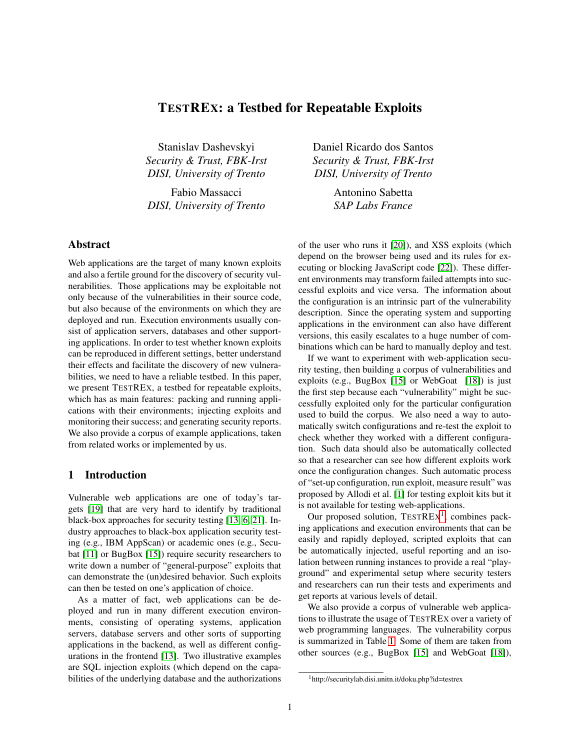# TESTREX: a Testbed for Repeatable Exploits

Stanislav Dashevskyi
*Security & Trust, FBK-Irst*
*DISI, University of Trento*

Daniel Ricardo dos Santos
*Security & Trust, FBK-Irst*
*DISI, University of Trento*

Fabio Massacci
*DISI, University of Trento*

Antonino Sabetta
*SAP Labs France*

## Abstract

Web applications are the target of many known exploits and also a fertile ground for the discovery of security vulnerabilities. Those applications may be exploitable not only because of the vulnerabilities in their source code, but also because of the environments on which they are deployed and run. Execution environments usually consist of application servers, databases and other supporting applications. In order to test whether known exploits can be reproduced in different settings, better understand their effects and facilitate the discovery of new vulnerabilities, we need to have a reliable testbed. In this paper, we present TESTREX, a testbed for repeatable exploits, which has as main features: packing and running applications with their environments; injecting exploits and monitoring their success; and generating security reports. We also provide a corpus of example applications, taken from related works or implemented by us.

## 1 Introduction

Vulnerable web applications are one of today's targets [19] that are very hard to identify by traditional black-box approaches for security testing [13, 6, 21]. Industry approaches to black-box application security testing (e.g., IBM AppScan) or academic ones (e.g., Secubat [11] or BugBox [15]) require security researchers to write down a number of "general-purpose" exploits that can demonstrate the (un)desired behavior. Such exploits can then be tested on one's application of choice.

As a matter of fact, web applications can be deployed and run in many different execution environments, consisting of operating systems, application servers, database servers and other sorts of supporting applications in the backend, as well as different configurations in the frontend [13]. Two illustrative examples are SQL injection exploits (which depend on the capabilities of the underlying database and the authorizations of the user who runs it [20]), and XSS exploits (which depend on the browser being used and its rules for executing or blocking JavaScript code [22]). These different environments may transform failed attempts into successful exploits and vice versa. The information about the configuration is an intrinsic part of the vulnerability description. Since the operating system and supporting applications in the environment can also have different versions, this easily escalates to a huge number of combinations which can be hard to manually deploy and test.

If we want to experiment with web-application security testing, then building a corpus of vulnerabilities and exploits (e.g., BugBox [15] or WebGoat [18]) is just the first step because each "vulnerability" might be successfully exploited only for the particular configuration used to build the corpus. We also need a way to automatically switch configurations and re-test the exploit to check whether they worked with a different configuration. Such data should also be automatically collected so that a researcher can see how different exploits work once the configuration changes. Such automatic process of "set-up configuration, run exploit, measure result" was proposed by Allodi et al. [1] for testing exploit kits but it is not available for testing web-applications.

Our proposed solution, TESTREX[1], combines packing applications and execution environments that can be easily and rapidly deployed, scripted exploits that can be automatically injected, useful reporting and an isolation between running instances to provide a real "playground" and experimental setup where security testers and researchers can run their tests and experiments and get reports at various levels of detail.

We also provide a corpus of vulnerable web applications to illustrate the usage of TESTREX over a variety of web programming languages. The vulnerability corpus is summarized in Table 1. Some of them are taken from other sources (e.g., BugBox [15] and WebGoat [18]),

[1] http://securitylab.disi.unitn.it/doku.php?id=testrex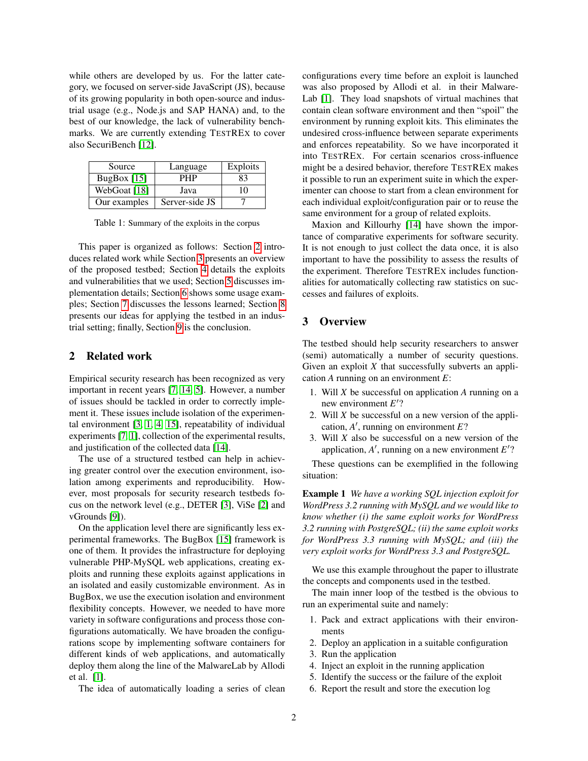while others are developed by us. For the latter category, we focused on server-side JavaScript (JS), because of its growing popularity in both open-source and industrial usage (e.g., Node.js and SAP HANA) and, to the best of our knowledge, the lack of vulnerability benchmarks. We are currently extending TESTREx to cover also SecuriBench [12].

| Source | Language | Exploits |
|---|---|---|
| BugBox [15] | PHP | 83 |
| WebGoat [18] | Java | 10 |
| Our examples | Server-side JS | 7 |

Table 1: Summary of the exploits in the corpus

This paper is organized as follows: Section 2 introduces related work while Section 3 presents an overview of the proposed testbed; Section 4 details the exploits and vulnerabilities that we used; Section 5 discusses implementation details; Section 6 shows some usage examples; Section 7 discusses the lessons learned; Section 8 presents our ideas for applying the testbed in an industrial setting; finally, Section 9 is the conclusion.

## 2 Related work

Empirical security research has been recognized as very important in recent years [7, 14, 5]. However, a number of issues should be tackled in order to correctly implement it. These issues include isolation of the experimental environment [3, 1, 4, 15], repeatability of individual experiments [7, 1], collection of the experimental results, and justification of the collected data [14].

The use of a structured testbed can help in achieving greater control over the execution environment, isolation among experiments and reproducibility. However, most proposals for security research testbeds focus on the network level (e.g., DETER [3], ViSe [2] and vGrounds [9]).

On the application level there are significantly less experimental frameworks. The BugBox [15] framework is one of them. It provides the infrastructure for deploying vulnerable PHP-MySQL web applications, creating exploits and running these exploits against applications in an isolated and easily customizable environment. As in BugBox, we use the execution isolation and environment flexibility concepts. However, we needed to have more variety in software configurations and process those configurations automatically. We have broaden the configurations scope by implementing software containers for different kinds of web applications, and automatically deploy them along the line of the MalwareLab by Allodi et al. [1].

The idea of automatically loading a series of clean configurations every time before an exploit is launched was also proposed by Allodi et al. in their MalwareLab [1]. They load snapshots of virtual machines that contain clean software environment and then "spoil" the environment by running exploit kits. This eliminates the undesired cross-influence between separate experiments and enforces repeatability. So we have incorporated it into TESTREx. For certain scenarios cross-influence might be a desired behavior, therefore TESTREx makes it possible to run an experiment suite in which the experimenter can choose to start from a clean environment for each individual exploit/configuration pair or to reuse the same environment for a group of related exploits.

Maxion and Killourhy [14] have shown the importance of comparative experiments for software security. It is not enough to just collect the data once, it is also important to have the possibility to assess the results of the experiment. Therefore TESTREx includes functionalities for automatically collecting raw statistics on successes and failures of exploits.

## 3 Overview

The testbed should help security researchers to answer (semi) automatically a number of security questions. Given an exploit $X$ that successfully subverts an application $A$ running on an environment $E$:

1. Will $X$ be successful on application $A$ running on a new environment $E'$?
2. Will $X$ be successful on a new version of the application, $A'$, running on environment $E$?
3. Will $X$ also be successful on a new version of the application, $A'$, running on a new environment $E'$?

These questions can be exemplified in the following situation:

**Example 1** *We have a working SQL injection exploit for WordPress 3.2 running with MySQL and we would like to know whether (i) the same exploit works for WordPress 3.2 running with PostgreSQL; (ii) the same exploit works for WordPress 3.3 running with MySQL; and (iii) the very exploit works for WordPress 3.3 and PostgreSQL.*

We use this example throughout the paper to illustrate the concepts and components used in the testbed.

The main inner loop of the testbed is the obvious to run an experimental suite and namely:

1. Pack and extract applications with their environments
2. Deploy an application in a suitable configuration
3. Run the application
4. Inject an exploit in the running application
5. Identify the success or the failure of the exploit
6. Report the result and store the execution log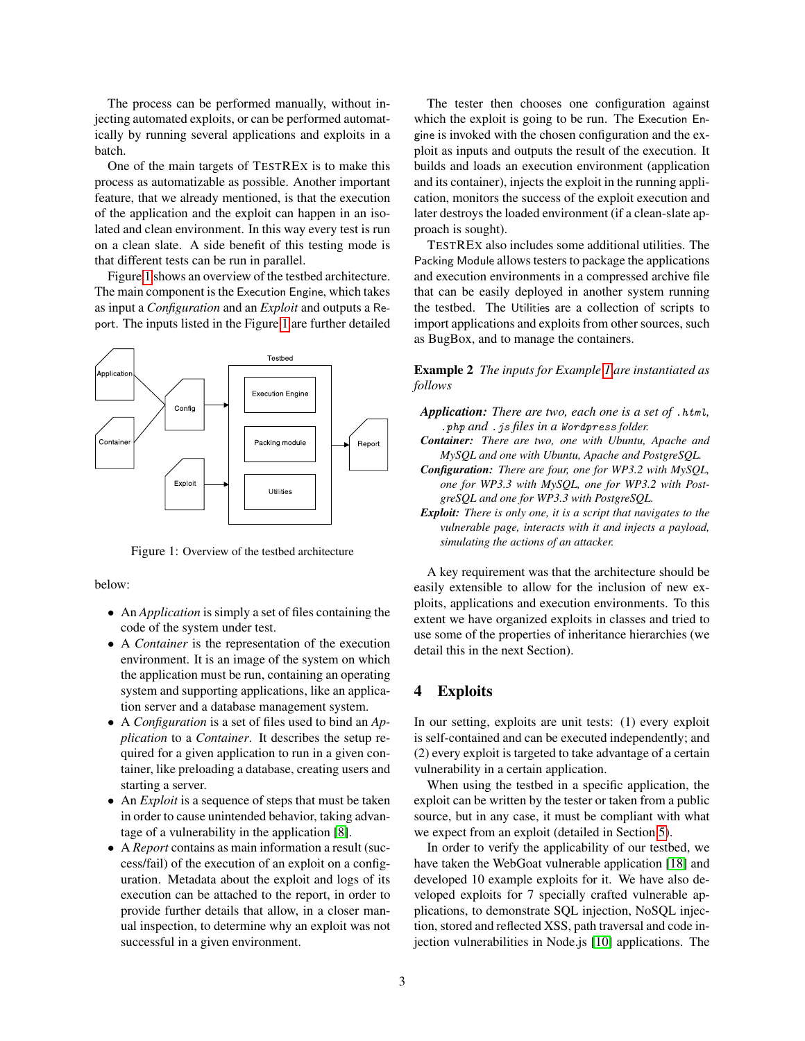The process can be performed manually, without injecting automated exploits, or can be performed automatically by running several applications and exploits in a batch.

One of the main targets of TESTREX is to make this process as automatizable as possible. Another important feature, that we already mentioned, is that the execution of the application and the exploit can happen in an isolated and clean environment. In this way every test is run on a clean slate. A side benefit of this testing mode is that different tests can be run in parallel.

Figure 1 shows an overview of the testbed architecture. The main component is the Execution Engine, which takes as input a *Configuration* and an *Exploit* and outputs a Report. The inputs listed in the Figure 1 are further detailed below:

Figure 1: Overview of the testbed architecture

- An *Application* is simply a set of files containing the code of the system under test.
- A *Container* is the representation of the execution environment. It is an image of the system on which the application must be run, containing an operating system and supporting applications, like an application server and a database management system.
- A *Configuration* is a set of files used to bind an *Application* to a *Container*. It describes the setup required for a given application to run in a given container, like preloading a database, creating users and starting a server.
- An *Exploit* is a sequence of steps that must be taken in order to cause unintended behavior, taking advantage of a vulnerability in the application [8].
- A *Report* contains as main information a result (success/fail) of the execution of an exploit on a configuration. Metadata about the exploit and logs of its execution can be attached to the report, in order to provide further details that allow, in a closer manual inspection, to determine why an exploit was not successful in a given environment.

The tester then chooses one configuration against which the exploit is going to be run. The Execution Engine is invoked with the chosen configuration and the exploit as inputs and outputs the result of the execution. It builds and loads an execution environment (application and its container), injects the exploit in the running application, monitors the success of the exploit execution and later destroys the loaded environment (if a clean-slate approach is sought).

TESTREX also includes some additional utilities. The Packing Module allows testers to package the applications and execution environments in a compressed archive file that can be easily deployed in another system running the testbed. The Utilities are a collection of scripts to import applications and exploits from other sources, such as BugBox, and to manage the containers.

**Example 2** *The inputs for Example 1 are instantiated as follows*

- ***Application:*** *There are two, each one is a set of `.html`, `.php` and `.js` files in a `Wordpress` folder.*
- ***Container:*** *There are two, one with Ubuntu, Apache and MySQL and one with Ubuntu, Apache and PostgreSQL.*
- ***Configuration:*** *There are four, one for WP3.2 with MySQL, one for WP3.3 with MySQL, one for WP3.2 with PostgreSQL and one for WP3.3 with PostgreSQL.*
- ***Exploit:*** *There is only one, it is a script that navigates to the vulnerable page, interacts with it and injects a payload, simulating the actions of an attacker.*

A key requirement was that the architecture should be easily extensible to allow for the inclusion of new exploits, applications and execution environments. To this extent we have organized exploits in classes and tried to use some of the properties of inheritance hierarchies (we detail this in the next Section).

## 4 Exploits

In our setting, exploits are unit tests: (1) every exploit is self-contained and can be executed independently; and (2) every exploit is targeted to take advantage of a certain vulnerability in a certain application.

When using the testbed in a specific application, the exploit can be written by the tester or taken from a public source, but in any case, it must be compliant with what we expect from an exploit (detailed in Section 5).

In order to verify the applicability of our testbed, we have taken the WebGoat vulnerable application [18] and developed 10 example exploits for it. We have also developed exploits for 7 specially crafted vulnerable applications, to demonstrate SQL injection, NoSQL injection, stored and reflected XSS, path traversal and code injection vulnerabilities in Node.js [10] applications. The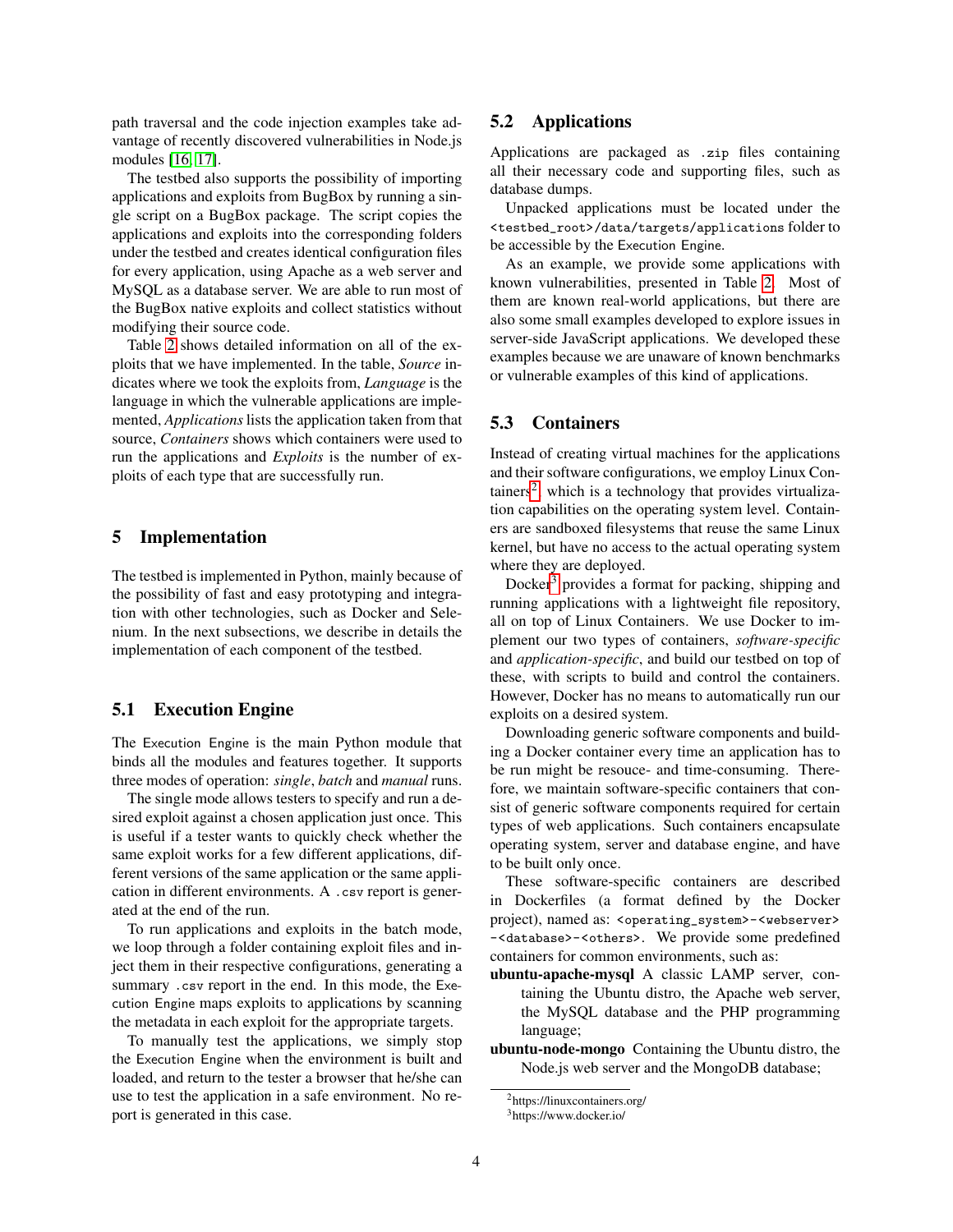path traversal and the code injection examples take advantage of recently discovered vulnerabilities in Node.js modules [16, 17].

The testbed also supports the possibility of importing applications and exploits from BugBox by running a single script on a BugBox package. The script copies the applications and exploits into the corresponding folders under the testbed and creates identical configuration files for every application, using Apache as a web server and MySQL as a database server. We are able to run most of the BugBox native exploits and collect statistics without modifying their source code.

Table 2 shows detailed information on all of the exploits that we have implemented. In the table, *Source* indicates where we took the exploits from, *Language* is the language in which the vulnerable applications are implemented, *Applications* lists the application taken from that source, *Containers* shows which containers were used to run the applications and *Exploits* is the number of exploits of each type that are successfully run.

## 5 Implementation

The testbed is implemented in Python, mainly because of the possibility of fast and easy prototyping and integration with other technologies, such as Docker and Selenium. In the next subsections, we describe in details the implementation of each component of the testbed.

### 5.1 Execution Engine

The Execution Engine is the main Python module that binds all the modules and features together. It supports three modes of operation: *single*, *batch* and *manual* runs.

The single mode allows testers to specify and run a desired exploit against a chosen application just once. This is useful if a tester wants to quickly check whether the same exploit works for a few different applications, different versions of the same application or the same application in different environments. A `.csv` report is generated at the end of the run.

To run applications and exploits in the batch mode, we loop through a folder containing exploit files and inject them in their respective configurations, generating a summary `.csv` report in the end. In this mode, the Execution Engine maps exploits to applications by scanning the metadata in each exploit for the appropriate targets.

To manually test the applications, we simply stop the Execution Engine when the environment is built and loaded, and return to the tester a browser that he/she can use to test the application in a safe environment. No report is generated in this case.

### 5.2 Applications

Applications are packaged as `.zip` files containing all their necessary code and supporting files, such as database dumps.

Unpacked applications must be located under the `<testbed_root>/data/targets/applications` folder to be accessible by the Execution Engine.

As an example, we provide some applications with known vulnerabilities, presented in Table 2. Most of them are known real-world applications, but there are also some small examples developed to explore issues in server-side JavaScript applications. We developed these examples because we are unaware of known benchmarks or vulnerable examples of this kind of applications.

### 5.3 Containers

Instead of creating virtual machines for the applications and their software configurations, we employ Linux Containers[2] which is a technology that provides virtualization capabilities on the operating system level. Containers are sandboxed filesystems that reuse the same Linux kernel, but have no access to the actual operating system where they are deployed.

Docker[3] provides a format for packing, shipping and running applications with a lightweight file repository, all on top of Linux Containers. We use Docker to implement our two types of containers, *software-specific* and *application-specific*, and build our testbed on top of these, with scripts to build and control the containers. However, Docker has no means to automatically run our exploits on a desired system.

Downloading generic software components and building a Docker container every time an application has to be run might be resouce- and time-consuming. Therefore, we maintain software-specific containers that consist of generic software components required for certain types of web applications. Such containers encapsulate operating system, server and database engine, and have to be built only once.

These software-specific containers are described in Dockerfiles (a format defined by the Docker project), named as: `<operating_system>-<webserver>-<database>-<others>`. We provide some predefined containers for common environments, such as:

**ubuntu-apache-mysql** A classic LAMP server, containing the Ubuntu distro, the Apache web server, the MySQL database and the PHP programming language;

**ubuntu-node-mongo** Containing the Ubuntu distro, the Node.js web server and the MongoDB database;

[2] https://linuxcontainers.org/

[3] https://www.docker.io/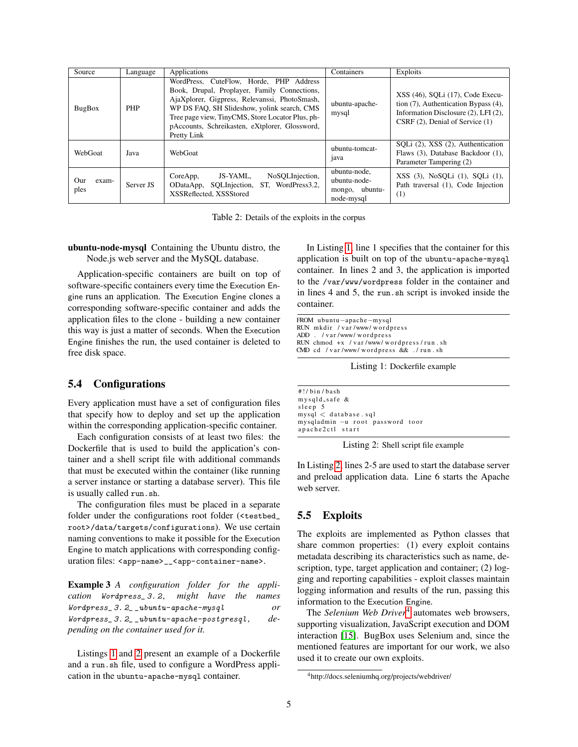| Source | Language | Applications | Containers | Exploits |
|---|---|---|---|---|
| BugBox | PHP | WordPress, CuteFlow, Horde, PHP Address Book, Drupal, Proplayer, Family Connections, AjaXplorer, Gigpress, Relevanssi, PhotoSmash, WP DS FAQ, SH Slideshow, yolink search, CMS Tree page view, TinyCMS, Store Locator Plus, phpAccounts, Schreikasten, eXtplorer, Glossword, Pretty Link | ubuntu-apache-mysql | XSS (46), SQLi (17), Code Execution (7), Authentication Bypass (4), Information Disclosure (2), LFI (2), CSRF (2), Denial of Service (1) |
| WebGoat | Java | WebGoat | ubuntu-tomcat-java | SQLi (2), XSS (2), Authentication Flaws (3), Database Backdoor (1), Parameter Tampering (2) |
| Our examples | Server JS | CoreApp, JS-YAML, NoSQLInjection, ODataApp, SQLInjection, ST, WordPress3.2, XSSReflected, XSSStored | ubuntu-node, ubuntu-node-mongo, ubuntu-node-mysql | XSS (3), NoSQLi (1), SQLi (1), Path traversal (1), Code Injection (1) |

Table 2: Details of the exploits in the corpus

**ubuntu-node-mysql** Containing the Ubuntu distro, the Node.js web server and the MySQL database.

Application-specific containers are built on top of software-specific containers every time the Execution Engine runs an application. The Execution Engine clones a corresponding software-specific container and adds the application files to the clone - building a new container this way is just a matter of seconds. When the Execution Engine finishes the run, the used container is deleted to free disk space.

## 5.4 Configurations

Every application must have a set of configuration files that specify how to deploy and set up the application within the corresponding application-specific container.

Each configuration consists of at least two files: the Dockerfile that is used to build the application's container and a shell script file with additional commands that must be executed within the container (like running a server instance or starting a database server). This file is usually called `run.sh`.

The configuration files must be placed in a separate folder under the configurations root folder (`<testbed_root>/data/targets/configurations`). We use certain naming conventions to make it possible for the Execution Engine to match applications with corresponding configuration files: `<app-name>__<app-container-name>`.

**Example 3** *A configuration folder for the application* `Wordpress_3.2`*, might have the names* `Wordpress_3.2__ubuntu-apache-mysql` *or* `Wordpress_3.2__ubuntu-apache-postgresql`*, depending on the container used for it.*

Listings 1 and 2 present an example of a Dockerfile and a `run.sh` file, used to configure a WordPress application in the `ubuntu-apache-mysql` container.

In Listing 1, line 1 specifies that the container for this application is built on top of the `ubuntu-apache-mysql` container. In lines 2 and 3, the application is imported to the `/var/www/wordpress` folder in the container and in lines 4 and 5, the `run.sh` script is invoked inside the container.

```
FROM ubuntu-apache-mysql
RUN mkdir /var/www/wordpress
ADD . /var/www/wordpress
RUN chmod +x /var/www/wordpress/run.sh
CMD cd /var/www/wordpress && ./run.sh
```

Listing 1: Dockerfile example

```
#!/bin/bash
mysqld_safe &
sleep 5
mysql < database.sql
mysqladmin -u root password toor
apache2ctl start
```

Listing 2: Shell script file example

In Listing 2, lines 2-5 are used to start the database server and preload application data. Line 6 starts the Apache web server.

## 5.5 Exploits

The exploits are implemented as Python classes that share common properties: (1) every exploit contains metadata describing its characteristics such as name, description, type, target application and container; (2) logging and reporting capabilities - exploit classes maintain logging information and results of the run, passing this information to the Execution Engine.

The *Selenium Web Driver*[4] automates web browsers, supporting visualization, JavaScript execution and DOM interaction [15]. BugBox uses Selenium and, since the mentioned features are important for our work, we also used it to create our own exploits.

[4] http://docs.seleniumhq.org/projects/webdriver/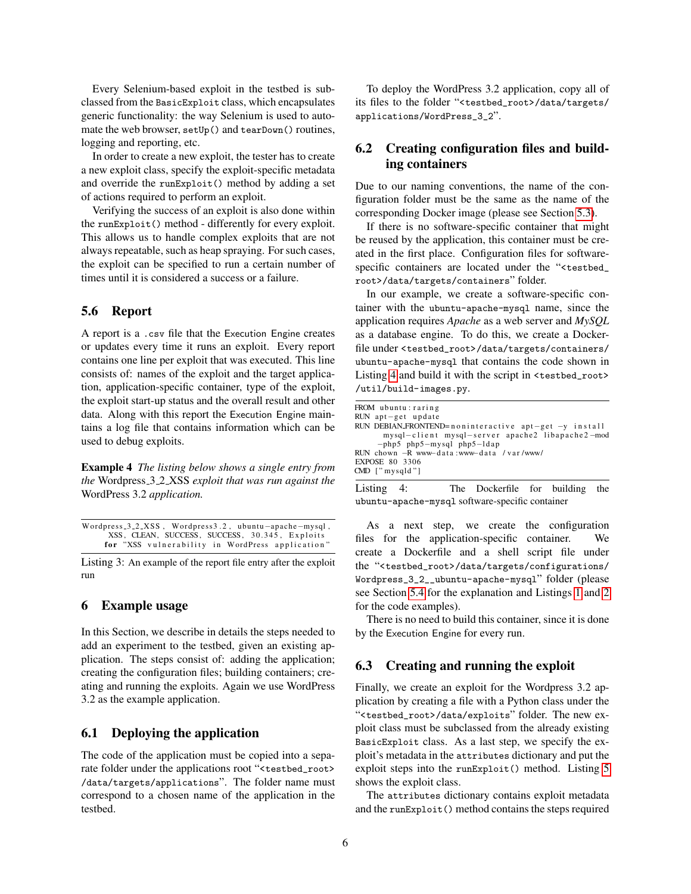Every Selenium-based exploit in the testbed is subclassed from the `BasicExploit` class, which encapsulates generic functionality: the way Selenium is used to automate the web browser, `setUp()` and `tearDown()` routines, logging and reporting, etc.

In order to create a new exploit, the tester has to create a new exploit class, specify the exploit-specific metadata and override the `runExploit()` method by adding a set of actions required to perform an exploit.

Verifying the success of an exploit is also done within the `runExploit()` method - differently for every exploit. This allows us to handle complex exploits that are not always repeatable, such as heap spraying. For such cases, the exploit can be specified to run a certain number of times until it is considered a success or a failure.

### 5.6 Report

A report is a `.csv` file that the Execution Engine creates or updates every time it runs an exploit. Every report contains one line per exploit that was executed. This line consists of: names of the exploit and the target application, application-specific container, type of the exploit, the exploit start-up status and the overall result and other data. Along with this report the Execution Engine maintains a log file that contains information which can be used to debug exploits.

**Example 4** *The listing below shows a single entry from the* Wordpress_3_2_XSS *exploit that was run against the* WordPress 3.2 *application.*

```
Wordpress_3_2_XSS, Wordpress3.2, ubuntu-apache-mysql,
    XSS, CLEAN, SUCCESS, SUCCESS, 30.345, Exploits
    for "XSS vulnerability in WordPress application"
```

Listing 3: An example of the report file entry after the exploit run

## 6 Example usage

In this Section, we describe in details the steps needed to add an experiment to the testbed, given an existing application. The steps consist of: adding the application; creating the configuration files; building containers; creating and running the exploits. Again we use WordPress 3.2 as the example application.

### 6.1 Deploying the application

The code of the application must be copied into a separate folder under the applications root "`<testbed_root>/data/targets/applications`". The folder name must correspond to a chosen name of the application in the testbed.

To deploy the WordPress 3.2 application, copy all of its files to the folder "`<testbed_root>/data/targets/applications/WordPress_3_2`".

### 6.2 Creating configuration files and building containers

Due to our naming conventions, the name of the configuration folder must be the same as the name of the corresponding Docker image (please see Section 5.3).

If there is no software-specific container that might be reused by the application, this container must be created in the first place. Configuration files for software-specific containers are located under the "`<testbed_root>/data/targets/containers`" folder.

In our example, we create a software-specific container with the `ubuntu-apache-mysql` name, since the application requires *Apache* as a web server and *MySQL* as a database engine. To do this, we create a Dockerfile under `<testbed_root>/data/targets/containers/ubuntu-apache-mysql` that contains the code shown in Listing 4 and build it with the script in `<testbed_root>/util/build-images.py`.

```
FROM ubuntu:raring
RUN apt-get update
RUN DEBIAN_FRONTEND=noninteractive apt-get -y install
    mysql-client mysql-server apache2 libapache2-mod
    -php5 php5-mysql php5-ldap
RUN chown -R www-data:www-data /var/www/
EXPOSE 80 3306
CMD ["mysqld"]
```

Listing 4: The Dockerfile for building the `ubuntu-apache-mysql` software-specific container

As a next step, we create the configuration files for the application-specific container. We create a Dockerfile and a shell script file under the "`<testbed_root>/data/targets/configurations/Wordpress_3_2__ubuntu-apache-mysql`" folder (please see Section 5.4 for the explanation and Listings 1 and 2 for the code examples).

There is no need to build this container, since it is done by the Execution Engine for every run.

### 6.3 Creating and running the exploit

Finally, we create an exploit for the Wordpress 3.2 application by creating a file with a Python class under the "`<testbed_root>/data/exploits`" folder. The new exploit class must be subclassed from the already existing `BasicExploit` class. As a last step, we specify the exploit's metadata in the `attributes` dictionary and put the exploit steps into the `runExploit()` method. Listing 5 shows the exploit class.

The `attributes` dictionary contains exploit metadata and the `runExploit()` method contains the steps required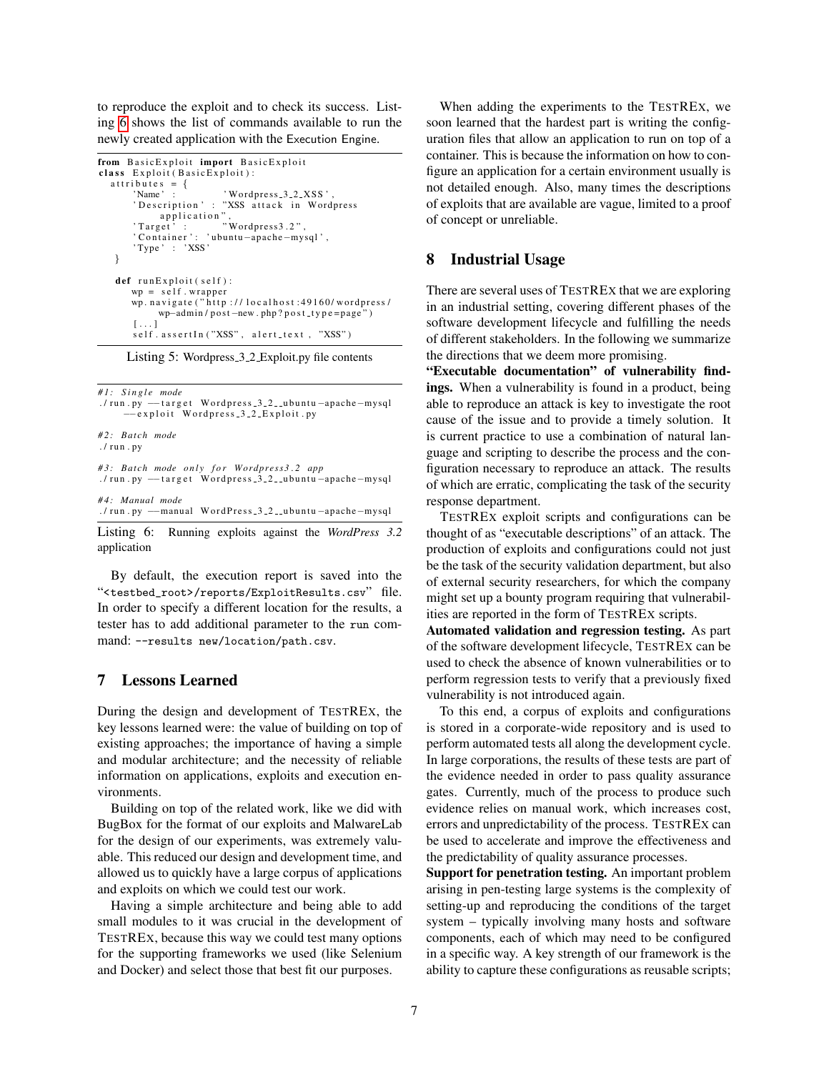to reproduce the exploit and to check its success. Listing 6 shows the list of commands available to run the newly created application with the Execution Engine.

```
from BasicExploit import BasicExploit
class Exploit(BasicExploit):
  attributes = {
      'Name' :          'Wordpress_3_2_XSS',
      'Description' : "XSS attack in Wordpress
           application",
      'Target' :        "Wordpress3.2",
      'Container': 'ubuntu-apache-mysql',
      'Type' : 'XSS'
  }

   def runExploit(self):
      wp = self.wrapper
      wp.navigate("http://localhost:49160/wordpress/
           wp-admin/post-new.php?post_type=page")
      [...]
      self.assertIn("XSS", alert_text, "XSS")
```

Listing 5: Wordpress_3_2_Exploit.py file contents

```
#1: Single mode
./run.py --target Wordpress_3_2__ubuntu-apache-mysql
     --exploit Wordpress_3_2_Exploit.py

#2: Batch mode
./run.py

#3: Batch mode only for Wordpress3.2 app
./run.py --target Wordpress_3_2__ubuntu-apache-mysql

#4: Manual mode
./run.py --manual WordPress_3_2__ubuntu-apache-mysql
```

Listing 6: Running exploits against the *WordPress 3.2* application

By default, the execution report is saved into the "`<testbed_root>/reports/ExploitResults.csv`" file. In order to specify a different location for the results, a tester has to add additional parameter to the `run` command: `--results new/location/path.csv`.

## 7 Lessons Learned

During the design and development of TESTREX, the key lessons learned were: the value of building on top of existing approaches; the importance of having a simple and modular architecture; and the necessity of reliable information on applications, exploits and execution environments.

Building on top of the related work, like we did with BugBox for the format of our exploits and MalwareLab for the design of our experiments, was extremely valuable. This reduced our design and development time, and allowed us to quickly have a large corpus of applications and exploits on which we could test our work.

Having a simple architecture and being able to add small modules to it was crucial in the development of TESTREX, because this way we could test many options for the supporting frameworks we used (like Selenium and Docker) and select those that best fit our purposes.

When adding the experiments to the TESTREX, we soon learned that the hardest part is writing the configuration files that allow an application to run on top of a container. This is because the information on how to configure an application for a certain environment usually is not detailed enough. Also, many times the descriptions of exploits that are available are vague, limited to a proof of concept or unreliable.

## 8 Industrial Usage

There are several uses of TESTREX that we are exploring in an industrial setting, covering different phases of the software development lifecycle and fulfilling the needs of different stakeholders. In the following we summarize the directions that we deem more promising.

**"Executable documentation" of vulnerability findings.** When a vulnerability is found in a product, being able to reproduce an attack is key to investigate the root cause of the issue and to provide a timely solution. It is current practice to use a combination of natural language and scripting to describe the process and the configuration necessary to reproduce an attack. The results of which are erratic, complicating the task of the security response department.

TESTREX exploit scripts and configurations can be thought of as "executable descriptions" of an attack. The production of exploits and configurations could not just be the task of the security validation department, but also of external security researchers, for which the company might set up a bounty program requiring that vulnerabilities are reported in the form of TESTREX scripts.

**Automated validation and regression testing.** As part of the software development lifecycle, TESTREX can be used to check the absence of known vulnerabilities or to perform regression tests to verify that a previously fixed vulnerability is not introduced again.

To this end, a corpus of exploits and configurations is stored in a corporate-wide repository and is used to perform automated tests all along the development cycle. In large corporations, the results of these tests are part of the evidence needed in order to pass quality assurance gates. Currently, much of the process to produce such evidence relies on manual work, which increases cost, errors and unpredictability of the process. TESTREX can be used to accelerate and improve the effectiveness and the predictability of quality assurance processes.

**Support for penetration testing.** An important problem arising in pen-testing large systems is the complexity of setting-up and reproducing the conditions of the target system – typically involving many hosts and software components, each of which may need to be configured in a specific way. A key strength of our framework is the ability to capture these configurations as reusable scripts;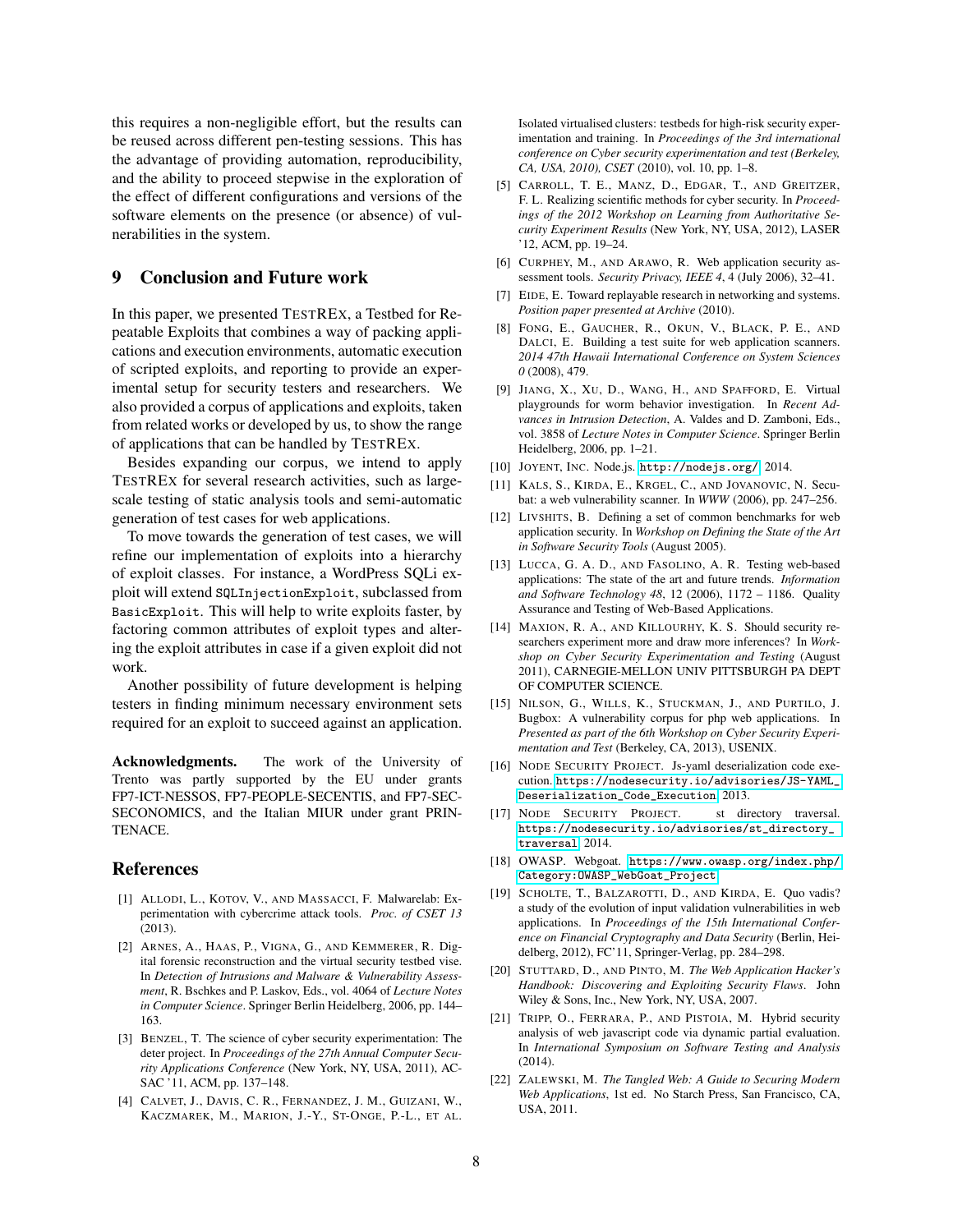this requires a non-negligible effort, but the results can be reused across different pen-testing sessions. This has the advantage of providing automation, reproducibility, and the ability to proceed stepwise in the exploration of the effect of different configurations and versions of the software elements on the presence (or absence) of vulnerabilities in the system.

## 9 Conclusion and Future work

In this paper, we presented TESTREX, a Testbed for Repeatable Exploits that combines a way of packing applications and execution environments, automatic execution of scripted exploits, and reporting to provide an experimental setup for security testers and researchers. We also provided a corpus of applications and exploits, taken from related works or developed by us, to show the range of applications that can be handled by TESTREX.

Besides expanding our corpus, we intend to apply TESTREX for several research activities, such as large-scale testing of static analysis tools and semi-automatic generation of test cases for web applications.

To move towards the generation of test cases, we will refine our implementation of exploits into a hierarchy of exploit classes. For instance, a WordPress SQLi exploit will extend `SQLInjectionExploit`, subclassed from `BasicExploit`. This will help to write exploits faster, by factoring common attributes of exploit types and altering the exploit attributes in case if a given exploit did not work.

Another possibility of future development is helping testers in finding minimum necessary environment sets required for an exploit to succeed against an application.

**Acknowledgments.** The work of the University of Trento was partly supported by the EU under grants FP7-ICT-NESSOS, FP7-PEOPLE-SECENTIS, and FP7-SEC-SECONOMICS, and the Italian MIUR under grant PRIN-TENACE.

## References

[1] ALLODI, L., KOTOV, V., AND MASSACCI, F. Malwarelab: Experimentation with cybercrime attack tools. *Proc. of CSET 13* (2013).

[2] ARNES, A., HAAS, P., VIGNA, G., AND KEMMERER, R. Digital forensic reconstruction and the virtual security testbed vise. In *Detection of Intrusions and Malware & Vulnerability Assessment*, R. Bschkes and P. Laskov, Eds., vol. 4064 of *Lecture Notes in Computer Science*. Springer Berlin Heidelberg, 2006, pp. 144–163.

[3] BENZEL, T. The science of cyber security experimentation: The deter project. In *Proceedings of the 27th Annual Computer Security Applications Conference* (New York, NY, USA, 2011), ACSAC '11, ACM, pp. 137–148.

[4] CALVET, J., DAVIS, C. R., FERNANDEZ, J. M., GUIZANI, W., KACZMAREK, M., MARION, J.-Y., ST-ONGE, P.-L., ET AL. Isolated virtualised clusters: testbeds for high-risk security experimentation and training. In *Proceedings of the 3rd international conference on Cyber security experimentation and test (Berkeley, CA, USA, 2010), CSET* (2010), vol. 10, pp. 1–8.

[5] CARROLL, T. E., MANZ, D., EDGAR, T., AND GREITZER, F. L. Realizing scientific methods for cyber security. In *Proceedings of the 2012 Workshop on Learning from Authoritative Security Experiment Results* (New York, NY, USA, 2012), LASER '12, ACM, pp. 19–24.

[6] CURPHEY, M., AND ARAWO, R. Web application security assessment tools. *Security Privacy, IEEE 4*, 4 (July 2006), 32–41.

[7] EIDE, E. Toward replayable research in networking and systems. *Position paper presented at Archive* (2010).

[8] FONG, E., GAUCHER, R., OKUN, V., BLACK, P. E., AND DALCI, E. Building a test suite for web application scanners. *2014 47th Hawaii International Conference on System Sciences 0* (2008), 479.

[9] JIANG, X., XU, D., WANG, H., AND SPAFFORD, E. Virtual playgrounds for worm behavior investigation. In *Recent Advances in Intrusion Detection*, A. Valdes and D. Zamboni, Eds., vol. 3858 of *Lecture Notes in Computer Science*. Springer Berlin Heidelberg, 2006, pp. 1–21.

[10] JOYENT, INC. Node.js. `http://nodejs.org/`, 2014.

[11] KALS, S., KIRDA, E., KRGEL, C., AND JOVANOVIC, N. Secubat: a web vulnerability scanner. In *WWW* (2006), pp. 247–256.

[12] LIVSHITS, B. Defining a set of common benchmarks for web application security. In *Workshop on Defining the State of the Art in Software Security Tools* (August 2005).

[13] LUCCA, G. A. D., AND FASOLINO, A. R. Testing web-based applications: The state of the art and future trends. *Information and Software Technology 48*, 12 (2006), 1172 – 1186. Quality Assurance and Testing of Web-Based Applications.

[14] MAXION, R. A., AND KILLOURHY, K. S. Should security researchers experiment more and draw more inferences? In *Workshop on Cyber Security Experimentation and Testing* (August 2011), CARNEGIE-MELLON UNIV PITTSBURGH PA DEPT OF COMPUTER SCIENCE.

[15] NILSON, G., WILLS, K., STUCKMAN, J., AND PURTILO, J. Bugbox: A vulnerability corpus for php web applications. In *Presented as part of the 6th Workshop on Cyber Security Experimentation and Test* (Berkeley, CA, 2013), USENIX.

[16] NODE SECURITY PROJECT. Js-yaml deserialization code execution. `https://nodesecurity.io/advisories/JS-YAML_Deserialization_Code_Execution`, 2013.

[17] NODE SECURITY PROJECT. st directory traversal. `https://nodesecurity.io/advisories/st_directory_traversal`, 2014.

[18] OWASP. Webgoat. `https://www.owasp.org/index.php/Category:OWASP_WebGoat_Project`.

[19] SCHOLTE, T., BALZAROTTI, D., AND KIRDA, E. Quo vadis? a study of the evolution of input validation vulnerabilities in web applications. In *Proceedings of the 15th International Conference on Financial Cryptography and Data Security* (Berlin, Heidelberg, 2012), FC'11, Springer-Verlag, pp. 284–298.

[20] STUTTARD, D., AND PINTO, M. *The Web Application Hacker's Handbook: Discovering and Exploiting Security Flaws*. John Wiley & Sons, Inc., New York, NY, USA, 2007.

[21] TRIPP, O., FERRARA, P., AND PISTOIA, M. Hybrid security analysis of web javascript code via dynamic partial evaluation. In *International Symposium on Software Testing and Analysis* (2014).

[22] ZALEWSKI, M. *The Tangled Web: A Guide to Securing Modern Web Applications*, 1st ed. No Starch Press, San Francisco, CA, USA, 2011.